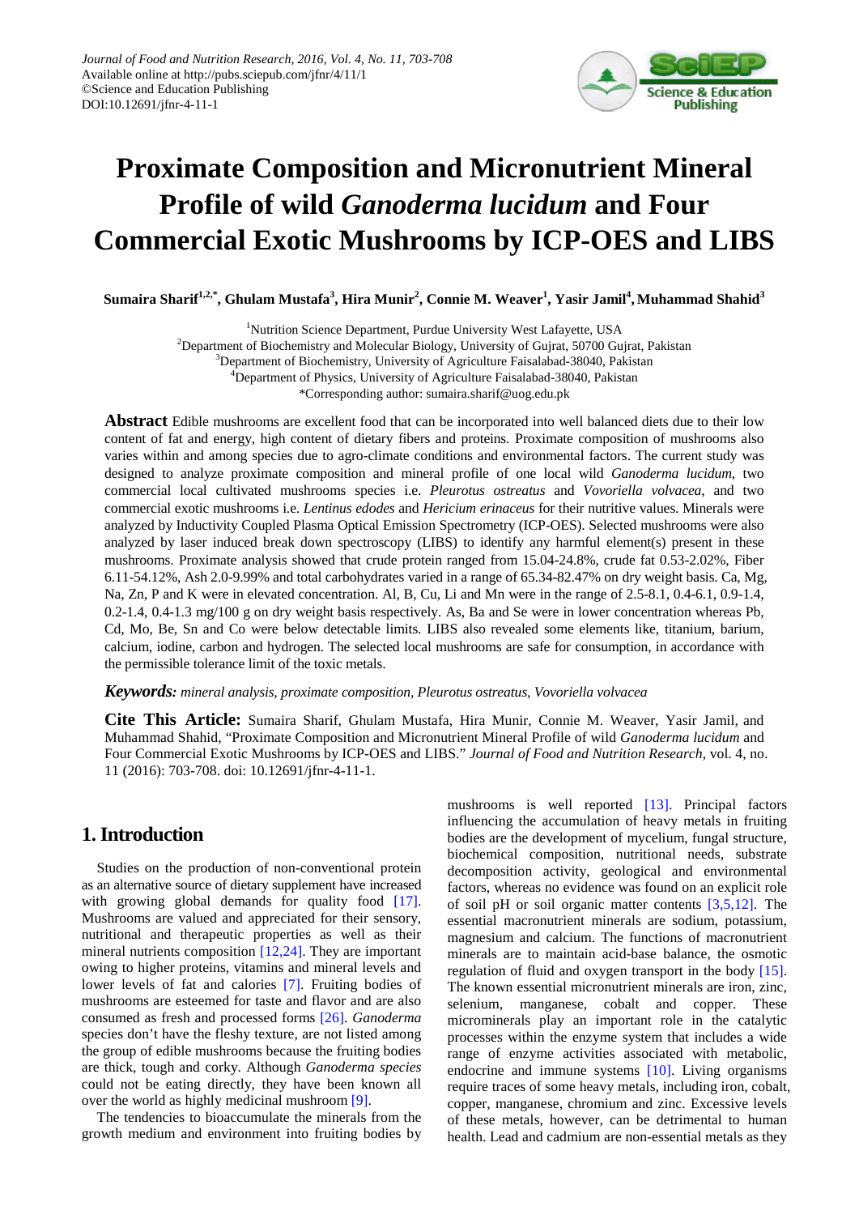Journal of Food and Nutrition Research, 2016, Vol. 4, No. 11, 703-708
Available online at http://pubs.sciepub.com/jfnr/4/11/1
©Science and Education Publishing
DOI:10.12691/jfnr-4-11-1

# Proximate Composition and Micronutrient Mineral Profile of wild *Ganoderma lucidum* and Four Commercial Exotic Mushrooms by ICP-OES and LIBS

**Sumaira Sharif[1,2,*], Ghulam Mustafa[3], Hira Munir[2], Connie M. Weaver[1], Yasir Jamil[4], Muhammad Shahid[3]**

[1]Nutrition Science Department, Purdue University West Lafayette, USA
[2]Department of Biochemistry and Molecular Biology, University of Gujrat, 50700 Gujrat, Pakistan
[3]Department of Biochemistry, University of Agriculture Faisalabad-38040, Pakistan
[4]Department of Physics, University of Agriculture Faisalabad-38040, Pakistan
*Corresponding author: sumaira.sharif@uog.edu.pk

**Abstract** Edible mushrooms are excellent food that can be incorporated into well balanced diets due to their low content of fat and energy, high content of dietary fibers and proteins. Proximate composition of mushrooms also varies within and among species due to agro-climate conditions and environmental factors. The current study was designed to analyze proximate composition and mineral profile of one local wild *Ganoderma lucidum*, two commercial local cultivated mushrooms species i.e. *Pleurotus ostreatus* and *Vovoriella volvacea*, and two commercial exotic mushrooms i.e. *Lentinus edodes* and *Hericium erinaceus* for their nutritive values. Minerals were analyzed by Inductivity Coupled Plasma Optical Emission Spectrometry (ICP-OES). Selected mushrooms were also analyzed by laser induced break down spectroscopy (LIBS) to identify any harmful element(s) present in these mushrooms. Proximate analysis showed that crude protein ranged from 15.04-24.8%, crude fat 0.53-2.02%, Fiber 6.11-54.12%, Ash 2.0-9.99% and total carbohydrates varied in a range of 65.34-82.47% on dry weight basis. Ca, Mg, Na, Zn, P and K were in elevated concentration. Al, B, Cu, Li and Mn were in the range of 2.5-8.1, 0.4-6.1, 0.9-1.4, 0.2-1.4, 0.4-1.3 mg/100 g on dry weight basis respectively. As, Ba and Se were in lower concentration whereas Pb, Cd, Mo, Be, Sn and Co were below detectable limits. LIBS also revealed some elements like, titanium, barium, calcium, iodine, carbon and hydrogen. The selected local mushrooms are safe for consumption, in accordance with the permissible tolerance limit of the toxic metals.

***Keywords:*** *mineral analysis, proximate composition, Pleurotus ostreatus, Vovoriella volvacea*

**Cite This Article:** Sumaira Sharif, Ghulam Mustafa, Hira Munir, Connie M. Weaver, Yasir Jamil, and Muhammad Shahid, "Proximate Composition and Micronutrient Mineral Profile of wild *Ganoderma lucidum* and Four Commercial Exotic Mushrooms by ICP-OES and LIBS." *Journal of Food and Nutrition Research*, vol. 4, no. 11 (2016): 703-708. doi: 10.12691/jfnr-4-11-1.

## 1. Introduction

Studies on the production of non-conventional protein as an alternative source of dietary supplement have increased with growing global demands for quality food [17]. Mushrooms are valued and appreciated for their sensory, nutritional and therapeutic properties as well as their mineral nutrients composition [12,24]. They are important owing to higher proteins, vitamins and mineral levels and lower levels of fat and calories [7]. Fruiting bodies of mushrooms are esteemed for taste and flavor and are also consumed as fresh and processed forms [26]. *Ganoderma* species don't have the fleshy texture, are not listed among the group of edible mushrooms because the fruiting bodies are thick, tough and corky. Although *Ganoderma species* could not be eating directly, they have been known all over the world as highly medicinal mushroom [9].

The tendencies to bioaccumulate the minerals from the growth medium and environment into fruiting bodies by mushrooms is well reported [13]. Principal factors influencing the accumulation of heavy metals in fruiting bodies are the development of mycelium, fungal structure, biochemical composition, nutritional needs, substrate decomposition activity, geological and environmental factors, whereas no evidence was found on an explicit role of soil pH or soil organic matter contents [3,5,12]. The essential macronutrient minerals are sodium, potassium, magnesium and calcium. The functions of macronutrient minerals are to maintain acid-base balance, the osmotic regulation of fluid and oxygen transport in the body [15]. The known essential micronutrient minerals are iron, zinc, selenium, manganese, cobalt and copper. These microminerals play an important role in the catalytic processes within the enzyme system that includes a wide range of enzyme activities associated with metabolic, endocrine and immune systems [10]. Living organisms require traces of some heavy metals, including iron, cobalt, copper, manganese, chromium and zinc. Excessive levels of these metals, however, can be detrimental to human health. Lead and cadmium are non-essential metals as they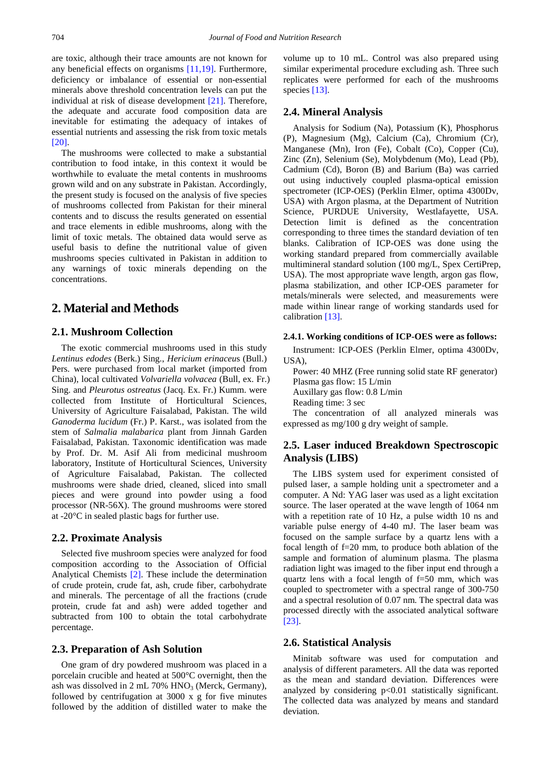are toxic, although their trace amounts are not known for any beneficial effects on organisms [11,19]. Furthermore, deficiency or imbalance of essential or non-essential minerals above threshold concentration levels can put the individual at risk of disease development [21]. Therefore, the adequate and accurate food composition data are inevitable for estimating the adequacy of intakes of essential nutrients and assessing the risk from toxic metals [20].

The mushrooms were collected to make a substantial contribution to food intake, in this context it would be worthwhile to evaluate the metal contents in mushrooms grown wild and on any substrate in Pakistan. Accordingly, the present study is focused on the analysis of five species of mushrooms collected from Pakistan for their mineral contents and to discuss the results generated on essential and trace elements in edible mushrooms, along with the limit of toxic metals. The obtained data would serve as useful basis to define the nutritional value of given mushrooms species cultivated in Pakistan in addition to any warnings of toxic minerals depending on the concentrations.

# 2. Material and Methods

## 2.1. Mushroom Collection

The exotic commercial mushrooms used in this study *Lentinus edodes* (Berk.) Sing., *Hericium erinaceus* (Bull.) Pers. were purchased from local market (imported from China), local cultivated *Volvariella volvacea* (Bull, ex. Fr.) Sing. and *Pleurotus ostreatus* (Jacq. Ex. Fr.) Kumm. were collected from Institute of Horticultural Sciences, University of Agriculture Faisalabad, Pakistan. The wild *Ganoderma lucidum* (Fr.) P. Karst., was isolated from the stem of *Salmalia malabarica* plant from Jinnah Garden Faisalabad, Pakistan. Taxonomic identification was made by Prof. Dr. M. Asif Ali from medicinal mushroom laboratory, Institute of Horticultural Sciences, University of Agriculture Faisalabad, Pakistan. The collected mushrooms were shade dried, cleaned, sliced into small pieces and were ground into powder using a food processor (NR-56X). The ground mushrooms were stored at -20°C in sealed plastic bags for further use.

## 2.2. Proximate Analysis

Selected five mushroom species were analyzed for food composition according to the Association of Official Analytical Chemists [2]. These include the determination of crude protein, crude fat, ash, crude fiber, carbohydrate and minerals. The percentage of all the fractions (crude protein, crude fat and ash) were added together and subtracted from 100 to obtain the total carbohydrate percentage.

## 2.3. Preparation of Ash Solution

One gram of dry powdered mushroom was placed in a porcelain crucible and heated at 500°C overnight, then the ash was dissolved in 2 mL 70% $HNO_3$ (Merck, Germany), followed by centrifugation at 3000 x g for five minutes followed by the addition of distilled water to make the volume up to 10 mL. Control was also prepared using similar experimental procedure excluding ash. Three such replicates were performed for each of the mushrooms species [13].

## 2.4. Mineral Analysis

Analysis for Sodium (Na), Potassium (K), Phosphorus (P), Magnesium (Mg), Calcium (Ca), Chromium (Cr), Manganese (Mn), Iron (Fe), Cobalt (Co), Copper (Cu), Zinc (Zn), Selenium (Se), Molybdenum (Mo), Lead (Pb), Cadmium (Cd), Boron (B) and Barium (Ba) was carried out using inductively coupled plasma-optical emission spectrometer (ICP-OES) (Perklin Elmer, optima 4300Dv, USA) with Argon plasma, at the Department of Nutrition Science, PURDUE University, Westlafayette, USA. Detection limit is defined as the concentration corresponding to three times the standard deviation of ten blanks. Calibration of ICP-OES was done using the working standard prepared from commercially available multimineral standard solution (100 mg/L, Spex CertiPrep, USA). The most appropriate wave length, argon gas flow, plasma stabilization, and other ICP-OES parameter for metals/minerals were selected, and measurements were made within linear range of working standards used for calibration [13].

### 2.4.1. Working conditions of ICP-OES were as follows:

Instrument: ICP-OES (Perklin Elmer, optima 4300Dv, USA),

Power: 40 MHZ (Free running solid state RF generator)

Plasma gas flow: 15 L/min

Auxillary gas flow: 0.8 L/min

Reading time: 3 sec

The concentration of all analyzed minerals was expressed as mg/100 g dry weight of sample.

## 2.5. Laser induced Breakdown Spectroscopic Analysis (LIBS)

The LIBS system used for experiment consisted of pulsed laser, a sample holding unit a spectrometer and a computer. A Nd: YAG laser was used as a light excitation source. The laser operated at the wave length of 1064 nm with a repetition rate of 10 Hz, a pulse width 10 ns and variable pulse energy of 4-40 mJ. The laser beam was focused on the sample surface by a quartz lens with a focal length of f=20 mm, to produce both ablation of the sample and formation of aluminum plasma. The plasma radiation light was imaged to the fiber input end through a quartz lens with a focal length of f=50 mm, which was coupled to spectrometer with a spectral range of 300-750 and a spectral resolution of 0.07 nm. The spectral data was processed directly with the associated analytical software [23].

## 2.6. Statistical Analysis

Minitab software was used for computation and analysis of different parameters. All the data was reported as the mean and standard deviation. Differences were analyzed by considering $p<0.01$ statistically significant. The collected data was analyzed by means and standard deviation.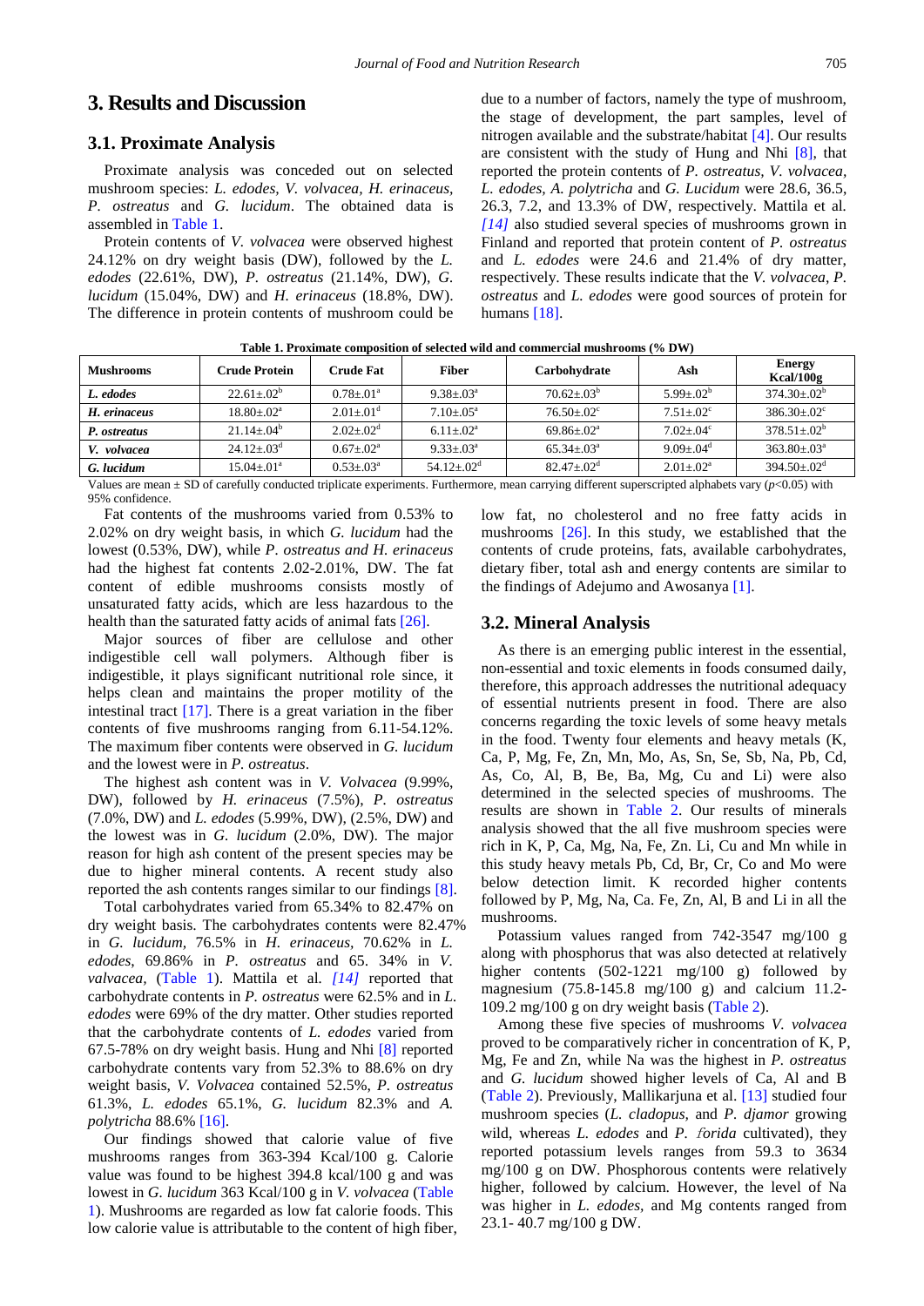## 3. Results and Discussion

### 3.1. Proximate Analysis

Proximate analysis was conceded out on selected mushroom species: *L. edodes*, *V. volvacea*, *H. erinaceus*, *P. ostreatus* and *G. lucidum*. The obtained data is assembled in Table 1.

Protein contents of *V. volvacea* were observed highest 24.12% on dry weight basis (DW), followed by the *L. edodes* (22.61%, DW), *P. ostreatus* (21.14%, DW), *G. lucidum* (15.04%, DW) and *H. erinaceus* (18.8%, DW). The difference in protein contents of mushroom could be due to a number of factors, namely the type of mushroom, the stage of development, the part samples, level of nitrogen available and the substrate/habitat [4]. Our results are consistent with the study of Hung and Nhi [8], that reported the protein contents of *P. ostreatus, V. volvacea, L. edodes, A. polytricha* and *G. Lucidum* were 28.6, 36.5, 26.3, 7.2, and 13.3% of DW, respectively. Mattila et al. [14] also studied several species of mushrooms grown in Finland and reported that protein content of *P. ostreatus* and *L. edodes* were 24.6 and 21.4% of dry matter, respectively. These results indicate that the *V. volvacea*, *P. ostreatus* and *L. edodes* were good sources of protein for humans [18].

**Table 1. Proximate composition of selected wild and commercial mushrooms (% DW)**

| Mushrooms | Crude Protein | Crude Fat | Fiber | Carbohydrate | Ash | Energy Kcal/100g |
|---|---|---|---|---|---|---|
| *L. edodes* | 22.61±.02$^{b}$ | 0.78±.01$^{a}$ | 9.38±.03$^{a}$ | 70.62±.03$^{b}$ | 5.99±.02$^{b}$ | 374.30±.02$^{b}$ |
| *H. erinaceus* | 18.80±.02$^{a}$ | 2.01±.01$^{d}$ | 7.10±.05$^{a}$ | 76.50±.02$^{c}$ | 7.51±.02$^{c}$ | 386.30±.02$^{c}$ |
| *P. ostreatus* | 21.14±.04$^{b}$ | 2.02±.02$^{d}$ | 6.11±.02$^{a}$ | 69.86±.02$^{a}$ | 7.02±.04$^{c}$ | 378.51±.02$^{b}$ |
| *V. volvacea* | 24.12±.03$^{d}$ | 0.67±.02$^{a}$ | 9.33±.03$^{a}$ | 65.34±.03$^{a}$ | 9.09±.04$^{d}$ | 363.80±.03$^{a}$ |
| *G. lucidum* | 15.04±.01$^{a}$ | 0.53±.03$^{a}$ | 54.12±.02$^{d}$ | 82.47±.02$^{d}$ | 2.01±.02$^{a}$ | 394.50±.02$^{d}$ |

Values are mean ± SD of carefully conducted triplicate experiments. Furthermore, mean carrying different superscripted alphabets vary ($p$<0.05) with 95% confidence.

Fat contents of the mushrooms varied from 0.53% to 2.02% on dry weight basis, in which *G. lucidum* had the lowest (0.53%, DW), while *P. ostreatus and H. erinaceus* had the highest fat contents 2.02-2.01%, DW. The fat content of edible mushrooms consists mostly of unsaturated fatty acids, which are less hazardous to the health than the saturated fatty acids of animal fats [26].

Major sources of fiber are cellulose and other indigestible cell wall polymers. Although fiber is indigestible, it plays significant nutritional role since, it helps clean and maintains the proper motility of the intestinal tract [17]. There is a great variation in the fiber contents of five mushrooms ranging from 6.11-54.12%. The maximum fiber contents were observed in *G. lucidum* and the lowest were in *P. ostreatus*.

The highest ash content was in *V. Volvacea* (9.99%, DW), followed by *H. erinaceus* (7.5%), *P. ostreatus* (7.0%, DW) and *L. edodes* (5.99%, DW), (2.5%, DW) and the lowest was in *G. lucidum* (2.0%, DW). The major reason for high ash content of the present species may be due to higher mineral contents. A recent study also reported the ash contents ranges similar to our findings [8].

Total carbohydrates varied from 65.34% to 82.47% on dry weight basis. The carbohydrates contents were 82.47% in *G. lucidum*, 76.5% in *H. erinaceus*, 70.62% in *L. edodes*, 69.86% in *P. ostreatus* and 65. 34% in *V. valvacea*, (Table 1). Mattila et al. [14] reported that carbohydrate contents in *P. ostreatus* were 62.5% and in *L. edodes* were 69% of the dry matter. Other studies reported that the carbohydrate contents of *L. edodes* varied from 67.5-78% on dry weight basis. Hung and Nhi [8] reported carbohydrate contents vary from 52.3% to 88.6% on dry weight basis, *V. Volvacea* contained 52.5%, *P. ostreatus* 61.3%, *L. edodes* 65.1%, *G. lucidum* 82.3% and *A. polytricha* 88.6% [16].

Our findings showed that calorie value of five mushrooms ranges from 363-394 Kcal/100 g. Calorie value was found to be highest 394.8 kcal/100 g and was lowest in *G. lucidum* 363 Kcal/100 g in *V. volvacea* (Table 1). Mushrooms are regarded as low fat calorie foods. This low calorie value is attributable to the content of high fiber, low fat, no cholesterol and no free fatty acids in mushrooms [26]. In this study, we established that the contents of crude proteins, fats, available carbohydrates, dietary fiber, total ash and energy contents are similar to the findings of Adejumo and Awosanya [1].

### 3.2. Mineral Analysis

As there is an emerging public interest in the essential, non-essential and toxic elements in foods consumed daily, therefore, this approach addresses the nutritional adequacy of essential nutrients present in food. There are also concerns regarding the toxic levels of some heavy metals in the food. Twenty four elements and heavy metals (K, Ca, P, Mg, Fe, Zn, Mn, Mo, As, Sn, Se, Sb, Na, Pb, Cd, As, Co, Al, B, Be, Ba, Mg, Cu and Li) were also determined in the selected species of mushrooms. The results are shown in Table 2. Our results of minerals analysis showed that the all five mushroom species were rich in K, P, Ca, Mg, Na, Fe, Zn. Li, Cu and Mn while in this study heavy metals Pb, Cd, Br, Cr, Co and Mo were below detection limit. K recorded higher contents followed by P, Mg, Na, Ca. Fe, Zn, Al, B and Li in all the mushrooms.

Potassium values ranged from 742-3547 mg/100 g along with phosphorus that was also detected at relatively higher contents (502-1221 mg/100 g) followed by magnesium (75.8-145.8 mg/100 g) and calcium 11.2-109.2 mg/100 g on dry weight basis (Table 2).

Among these five species of mushrooms *V. volvacea* proved to be comparatively richer in concentration of K, P, Mg, Fe and Zn, while Na was the highest in *P. ostreatus* and *G. lucidum* showed higher levels of Ca, Al and B (Table 2). Previously, Mallikarjuna et al. [13] studied four mushroom species (*L. cladopus,* and *P. djamor* growing wild, whereas *L. edodes* and *P. florida* cultivated), they reported potassium levels ranges from 59.3 to 3634 mg/100 g on DW. Phosphorous contents were relatively higher, followed by calcium. However, the level of Na was higher in *L. edodes,* and Mg contents ranged from 23.1- 40.7 mg/100 g DW.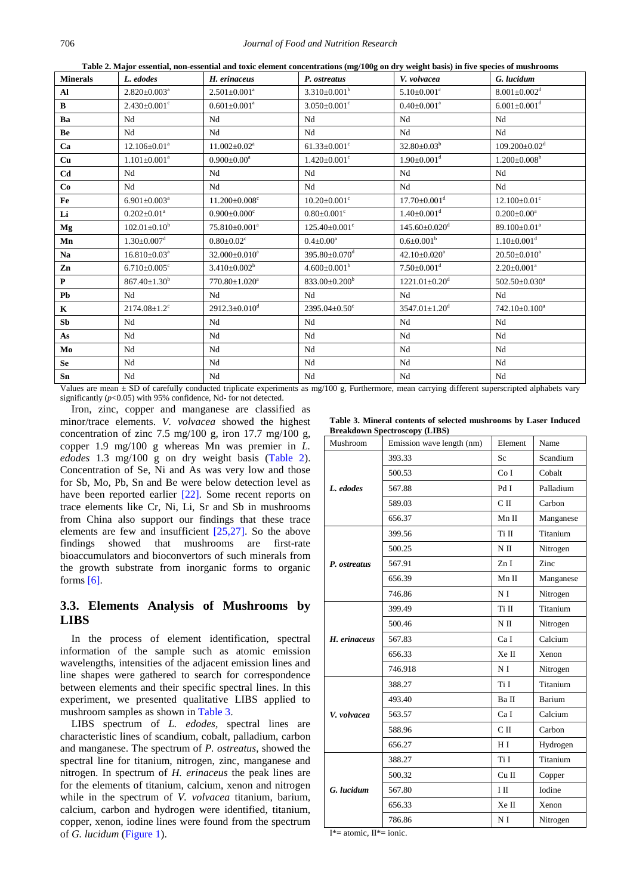**Table 2. Major essential, non-essential and toxic element concentrations (mg/100g on dry weight basis) in five species of mushrooms**

| Minerals | *L. edodes* | *H. erinaceus* | *P. ostreatus* | *V. volvacea* | *G. lucidum* |
|---|---|---|---|---|---|
| **Al** | 2.820±0.003[a] | 2.501±0.001[a] | 3.310±0.001[b] | 5.10±0.001[c] | 8.001±0.002[d] |
| **B** | 2.430±0.001[c] | 0.601±0.001[a] | 3.050±0.001[c] | 0.40±0.001[a] | 6.001±0.001[d] |
| **Ba** | Nd | Nd | Nd | Nd | Nd |
| **Be** | Nd | Nd | Nd | Nd | Nd |
| **Ca** | 12.106±0.01[a] | 11.002±0.02[a] | 61.33±0.001[c] | 32.80±0.03[b] | 109.200±0.02[d] |
| **Cu** | 1.101±0.001[a] | 0.900±0.00[a] | 1.420±0.001[c] | 1.90±0.001[d] | 1.200±0.008[b] |
| **Cd** | Nd | Nd | Nd | Nd | Nd |
| **Co** | Nd | Nd | Nd | Nd | Nd |
| **Fe** | 6.901±0.003[a] | 11.200±0.008[c] | 10.20±0.001[c] | 17.70±0.001[d] | 12.100±0.01[c] |
| **Li** | 0.202±0.01[a] | 0.900±0.000[c] | 0.80±0.001[c] | 1.40±0.001[d] | 0.200±0.00[a] |
| **Mg** | 102.01±0.10[b] | 75.810±0.001[a] | 125.40±0.001[c] | 145.60±0.020[d] | 89.100±0.01[a] |
| **Mn** | 1.30±0.007[d] | 0.80±0.02[c] | 0.4±0.00[a] | 0.6±0.001[b] | 1.10±0.001[d] |
| **Na** | 16.810±0.03[a] | 32.000±0.010[a] | 395.80±0.070[d] | 42.10±0.020[a] | 20.50±0.010[a] |
| **Zn** | 6.710±0.005[c] | 3.410±0.002[b] | 4.600±0.001[b] | 7.50±0.001[d] | 2.20±0.001[a] |
| **P** | 867.40±1.30[b] | 770.80±1.020[a] | 833.00±0.200[b] | 1221.01±0.20[d] | 502.50±0.030[a] |
| **Pb** | Nd | Nd | Nd | Nd | Nd |
| **K** | 2174.08±1.2[c] | 2912.3±0.010[d] | 2395.04±0.50[c] | 3547.01±1.20[d] | 742.10±0.100[a] |
| **Sb** | Nd | Nd | Nd | Nd | Nd |
| **As** | Nd | Nd | Nd | Nd | Nd |
| **Mo** | Nd | Nd | Nd | Nd | Nd |
| **Se** | Nd | Nd | Nd | Nd | Nd |
| **Sn** | Nd | Nd | Nd | Nd | Nd |

Values are mean ± SD of carefully conducted triplicate experiments as mg/100 g, Furthermore, mean carrying different superscripted alphabets vary significantly ($p$<0.05) with 95% confidence, Nd- for not detected.

Iron, zinc, copper and manganese are classified as minor/trace elements. *V. volvacea* showed the highest concentration of zinc 7.5 mg/100 g, iron 17.7 mg/100 g, copper 1.9 mg/100 g whereas Mn was premier in *L. edodes* 1.3 mg/100 g on dry weight basis (Table 2). Concentration of Se, Ni and As was very low and those for Sb, Mo, Pb, Sn and Be were below detection level as have been reported earlier [22]. Some recent reports on trace elements like Cr, Ni, Li, Sr and Sb in mushrooms from China also support our findings that these trace elements are few and insufficient [25,27]. So the above findings showed that mushrooms are first-rate bioaccumulators and bioconvertors of such minerals from the growth substrate from inorganic forms to organic forms [6].

## 3.3. Elements Analysis of Mushrooms by LIBS

In the process of element identification, spectral information of the sample such as atomic emission wavelengths, intensities of the adjacent emission lines and line shapes were gathered to search for correspondence between elements and their specific spectral lines. In this experiment, we presented qualitative LIBS applied to mushroom samples as shown in Table 3.

LIBS spectrum of *L. edodes*, spectral lines are characteristic lines of scandium, cobalt, palladium, carbon and manganese. The spectrum of *P. ostreatus*, showed the spectral line for titanium, nitrogen, zinc, manganese and nitrogen. In spectrum of *H. erinaceus* the peak lines are for the elements of titanium, calcium, xenon and nitrogen while in the spectrum of *V. volvacea* titanium, barium, calcium, carbon and hydrogen were identified, titanium, copper, xenon, iodine lines were found from the spectrum of *G. lucidum* (Figure 1).

**Table 3. Mineral contents of selected mushrooms by Laser Induced Breakdown Spectroscopy (LIBS)**

| Mushroom | Emission wave length (nm) | Element | Name |
|---|---|---|---|
| ***L. edodes*** | 393.33 | Sc | Scandium |
| | 500.53 | Co I | Cobalt |
| | 567.88 | Pd I | Palladium |
| | 589.03 | C II | Carbon |
| | 656.37 | Mn II | Manganese |
| ***P. ostreatus*** | 399.56 | Ti II | Titanium |
| | 500.25 | N II | Nitrogen |
| | 567.91 | Zn I | Zinc |
| | 656.39 | Mn II | Manganese |
| | 746.86 | N I | Nitrogen |
| ***H. erinaceus*** | 399.49 | Ti II | Titanium |
| | 500.46 | N II | Nitrogen |
| | 567.83 | Ca I | Calcium |
| | 656.33 | Xe II | Xenon |
| | 746.918 | N I | Nitrogen |
| ***V. volvacea*** | 388.27 | Ti I | Titanium |
| | 493.40 | Ba II | Barium |
| | 563.57 | Ca I | Calcium |
| | 588.96 | C II | Carbon |
| | 656.27 | H I | Hydrogen |
| ***G. lucidum*** | 388.27 | Ti I | Titanium |
| | 500.32 | Cu II | Copper |
| | 567.80 | I II | Iodine |
| | 656.33 | Xe II | Xenon |
| | 786.86 | N I | Nitrogen |

I*= atomic, II*= ionic.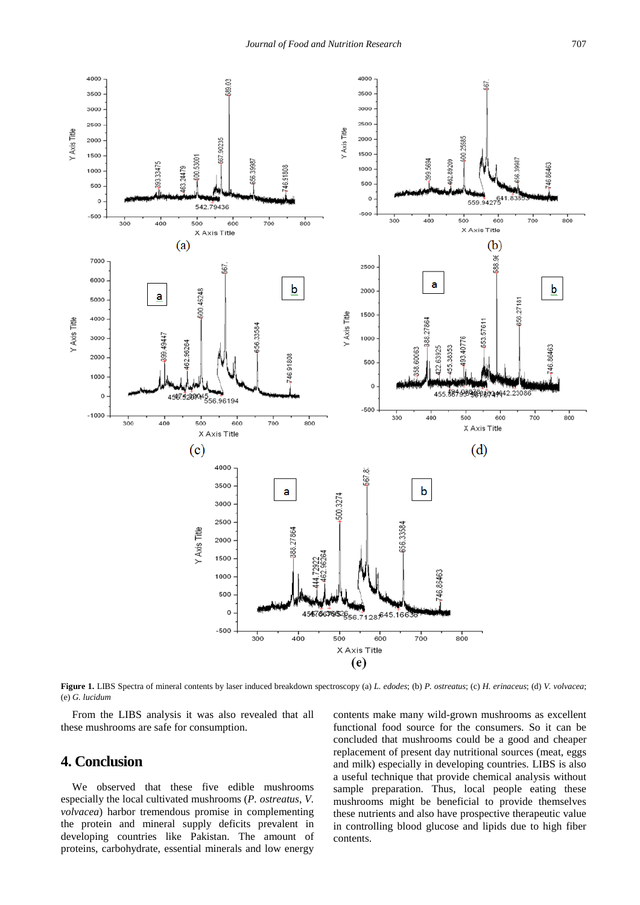**Figure 1.** LIBS Spectra of mineral contents by laser induced breakdown spectroscopy (a) *L. edodes*; (b) *P. ostreatus*; (c) *H. erinaceus*; (d) *V. volvacea*; (e) *G. lucidum*

From the LIBS analysis it was also revealed that all these mushrooms are safe for consumption.

## 4. Conclusion

We observed that these five edible mushrooms especially the local cultivated mushrooms (*P. ostreatus*, *V. volvacea*) harbor tremendous promise in complementing the protein and mineral supply deficits prevalent in developing countries like Pakistan. The amount of proteins, carbohydrate, essential minerals and low energy contents make many wild-grown mushrooms as excellent functional food source for the consumers. So it can be concluded that mushrooms could be a good and cheaper replacement of present day nutritional sources (meat, eggs and milk) especially in developing countries. LIBS is also a useful technique that provide chemical analysis without sample preparation. Thus, local people eating these mushrooms might be beneficial to provide themselves these nutrients and also have prospective therapeutic value in controlling blood glucose and lipids due to high fiber contents.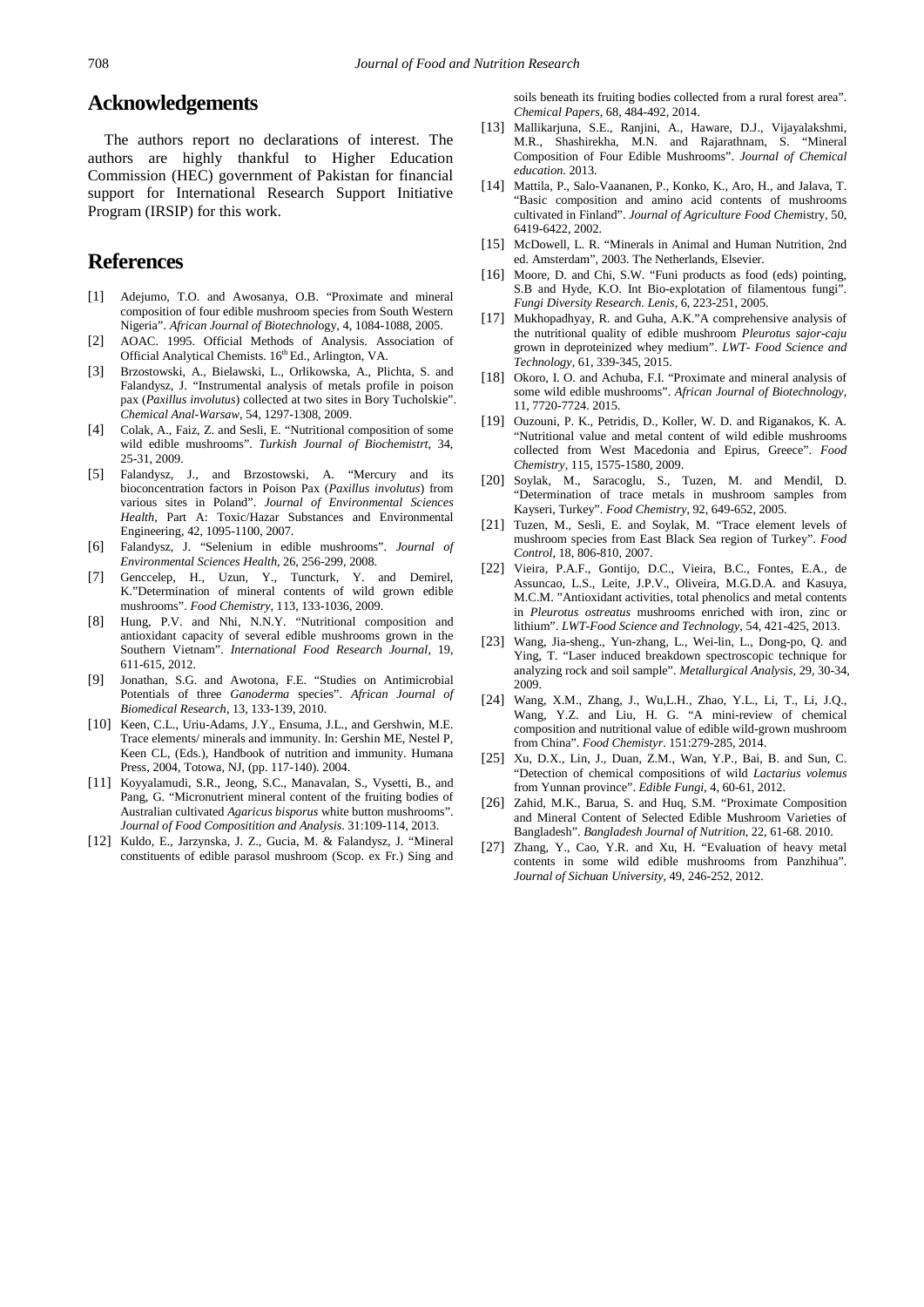## Acknowledgements

The authors report no declarations of interest. The authors are highly thankful to Higher Education Commission (HEC) government of Pakistan for financial support for International Research Support Initiative Program (IRSIP) for this work.

## References

[1] Adejumo, T.O. and Awosanya, O.B. "Proximate and mineral composition of four edible mushroom species from South Western Nigeria". *African Journal of Biotechnol*ogy, 4, 1084-1088, 2005.

[2] AOAC. 1995. Official Methods of Analysis. Association of Official Analytical Chemists. 16th Ed., Arlington, VA.

[3] Brzostowski, A., Bielawski, L., Orlikowska, A., Plichta, S. and Falandysz, J. "Instrumental analysis of metals profile in poison pax (*Paxillus involutus*) collected at two sites in Bory Tucholskie". *Chemical Anal-Warsaw*, 54, 1297-1308, 2009.

[4] Colak, A., Faiz, Z. and Sesli, E. "Nutritional composition of some wild edible mushrooms". *Turkish Journal of Biochemistrt*, 34, 25-31, 2009.

[5] Falandysz, J., and Brzostowski, A. "Mercury and its bioconcentration factors in Poison Pax (*Paxillus involutus*) from various sites in Poland". *Journal of Environmental Sciences Health*, Part A: Toxic/Hazar Substances and Environmental Engineering, 42, 1095-1100, 2007.

[6] Falandysz, J. "Selenium in edible mushrooms". *Journal of Environmental Sciences Health*, 26, 256-299, 2008.

[7] Genccelep, H., Uzun, Y., Tuncturk, Y. and Demirel, K."Determination of mineral contents of wild grown edible mushrooms". *Food Chemistry*, 113, 133-1036, 2009.

[8] Hung, P.V. and Nhi, N.N.Y. "Nutritional composition and antioxidant capacity of several edible mushrooms grown in the Southern Vietnam". *International Food Research Journal*, 19, 611-615, 2012.

[9] Jonathan, S.G. and Awotona, F.E. "Studies on Antimicrobial Potentials of three *Ganoderma* species". *African Journal of Biomedical Research*, 13, 133-139, 2010.

[10] Keen, C.L., Uriu-Adams, J.Y., Ensuma, J.L., and Gershwin, M.E. Trace elements/ minerals and immunity. In: Gershin ME, Nestel P, Keen CL, (Eds.), Handbook of nutrition and immunity. Humana Press, 2004, Totowa, NJ, (pp. 117-140). 2004.

[11] Koyyalamudi, S.R., Jeong, S.C., Manavalan, S., Vysetti, B., and Pang, G. "Micronutrient mineral content of the fruiting bodies of Australian cultivated *Agaricus bisporus* white button mushrooms". *Journal of Food Composition and Analysis*. 31:109-114, 2013.

[12] Kuldo, E., Jarzynska, J. Z., Gucia, M. & Falandysz, J. "Mineral constituents of edible parasol mushroom (Scop. ex Fr.) Sing and soils beneath its fruiting bodies collected from a rural forest area". *Chemical Papers*, 68, 484-492, 2014.

[13] Mallikarjuna, S.E., Ranjini, A., Haware, D.J., Vijayalakshmi, M.R., Shashirekha, M.N. and Rajarathnam, S. "Mineral Composition of Four Edible Mushrooms". *Journal of Chemical education.* 2013.

[14] Mattila, P., Salo-Vaananen, P., Konko, K., Aro, H., and Jalava, T. "Basic composition and amino acid contents of mushrooms cultivated in Finland". *Journal of Agriculture Food Chem*istry, 50, 6419-6422, 2002.

[15] McDowell, L. R. "Minerals in Animal and Human Nutrition, 2nd ed. Amsterdam", 2003. The Netherlands, Elsevier.

[16] Moore, D. and Chi, S.W. "Funi products as food (eds) pointing, S.B and Hyde, K.O. Int Bio-explotation of filamentous fungi". *Fungi Diversity Research. Lenis*, 6, 223-251, 2005.

[17] Mukhopadhyay, R. and Guha, A.K."A comprehensive analysis of the nutritional quality of edible mushroom *Pleurotus sajor-caju* grown in deproteinized whey medium". *LWT- Food Science and Technology*, 61, 339-345, 2015.

[18] Okoro, I. O. and Achuba, F.I. "Proximate and mineral analysis of some wild edible mushrooms". *African Journal of Biotechnology*, 11, 7720-7724. 2015.

[19] Ouzouni, P. K., Petridis, D., Koller, W. D. and Riganakos, K. A. "Nutritional value and metal content of wild edible mushrooms collected from West Macedonia and Epirus, Greece". *Food Chemistry*, 115, 1575-1580, 2009.

[20] Soylak, M., Saracoglu, S., Tuzen, M. and Mendil, D. "Determination of trace metals in mushroom samples from Kayseri, Turkey". *Food Chemistry*, 92, 649-652, 2005.

[21] Tuzen, M., Sesli, E. and Soylak, M. "Trace element levels of mushroom species from East Black Sea region of Turkey". *Food Control*, 18, 806-810, 2007.

[22] Vieira, P.A.F., Gontijo, D.C., Vieira, B.C., Fontes, E.A., de Assuncao, L.S., Leite, J.P.V., Oliveira, M.G.D.A. and Kasuya, M.C.M. "Antioxidant activities, total phenolics and metal contents in *Pleurotus ostreatus* mushrooms enriched with iron, zinc or lithium". *LWT-Food Science and Technology*, 54, 421-425, 2013.

[23] Wang, Jia-sheng., Yun-zhang, L., Wei-lin, L., Dong-po, Q. and Ying, T. "Laser induced breakdown spectroscopic technique for analyzing rock and soil sample". *Metallurgical Analysis*, 29, 30-34, 2009.

[24] Wang, X.M., Zhang, J., Wu,L.H., Zhao, Y.L., Li, T., Li, J.Q., Wang, Y.Z. and Liu, H. G. "A mini-review of chemical composition and nutritional value of edible wild-grown mushroom from China". *Food Chemistyr*. 151:279-285, 2014.

[25] Xu, D.X., Lin, J., Duan, Z.M., Wan, Y.P., Bai, B. and Sun, C. "Detection of chemical compositions of wild *Lactarius volemus* from Yunnan province". *Edible Fungi*, 4, 60-61, 2012.

[26] Zahid, M.K., Barua, S. and Huq, S.M. "Proximate Composition and Mineral Content of Selected Edible Mushroom Varieties of Bangladesh". *Bangladesh Journal of Nutrition*, 22, 61-68. 2010.

[27] Zhang, Y., Cao, Y.R. and Xu, H. "Evaluation of heavy metal contents in some wild edible mushrooms from Panzhihua". *Journal of Sichuan University*, 49, 246-252, 2012.